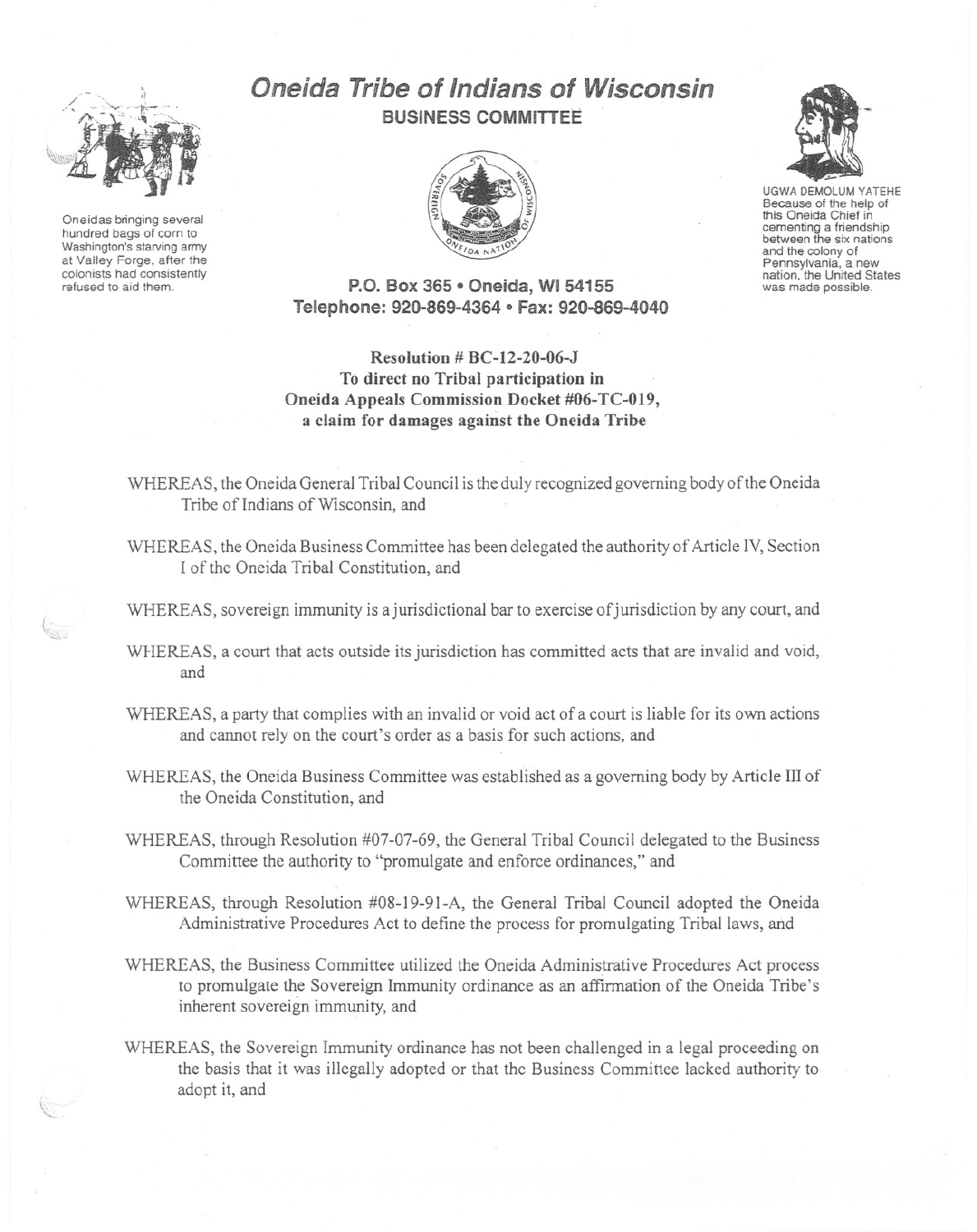Oneidas bringing several hundred bags of corn to Washington's starving army at Valley Forge, after the colonists had consistently refused to aid them.

# Oneida Tribe of Indians of Wisconsin

## BUSINESS COMMITTEE

UGWA DEMOLUM YATEHE
Because of the help of this Oneida Chief in cementing a friendship between the six nations and the colony of Pennsylvania, a new nation, the United States was made possible.

**P.O. Box 365 • Oneida, WI 54155**
**Telephone: 920-869-4364 • Fax: 920-869-4040**

**Resolution # BC-12-20-06-J**
**To direct no Tribal participation in**
**Oneida Appeals Commission Docket #06-TC-019,**
**a claim for damages against the Oneida Tribe**

WHEREAS, the Oneida General Tribal Council is the duly recognized governing body of the Oneida Tribe of Indians of Wisconsin, and

WHEREAS, the Oneida Business Committee has been delegated the authority of Article IV, Section I of the Oneida Tribal Constitution, and

WHEREAS, sovereign immunity is a jurisdictional bar to exercise of jurisdiction by any court, and

WHEREAS, a court that acts outside its jurisdiction has committed acts that are invalid and void, and

WHEREAS, a party that complies with an invalid or void act of a court is liable for its own actions and cannot rely on the court's order as a basis for such actions, and

WHEREAS, the Oneida Business Committee was established as a governing body by Article III of the Oneida Constitution, and

WHEREAS, through Resolution #07-07-69, the General Tribal Council delegated to the Business Committee the authority to "promulgate and enforce ordinances," and

WHEREAS, through Resolution #08-19-91-A, the General Tribal Council adopted the Oneida Administrative Procedures Act to define the process for promulgating Tribal laws, and

WHEREAS, the Business Committee utilized the Oneida Administrative Procedures Act process to promulgate the Sovereign Immunity ordinance as an affirmation of the Oneida Tribe's inherent sovereign immunity, and

WHEREAS, the Sovereign Immunity ordinance has not been challenged in a legal proceeding on the basis that it was illegally adopted or that the Business Committee lacked authority to adopt it, and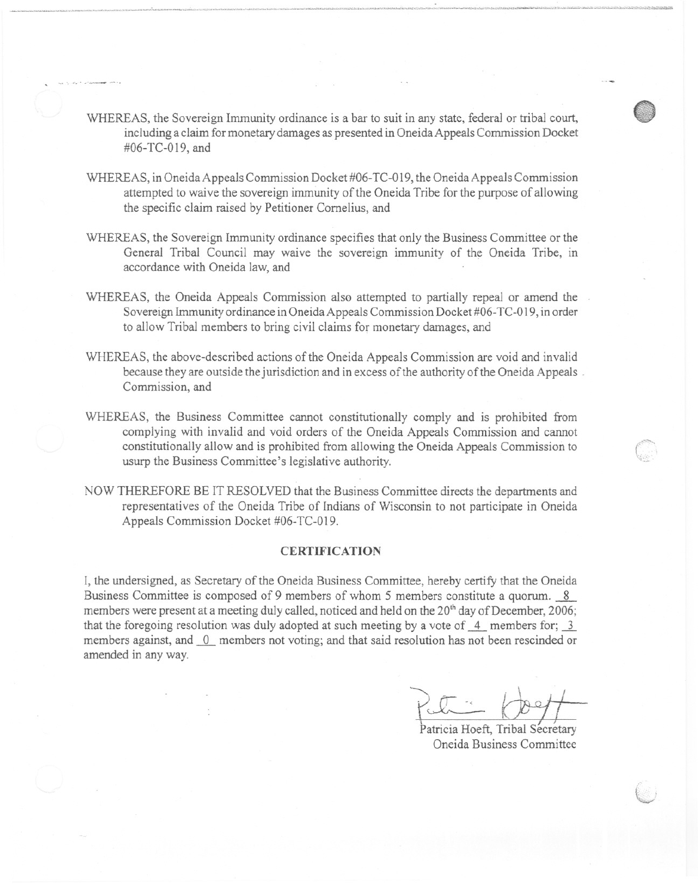WHEREAS, the Sovereign Immunity ordinance is a bar to suit in any state, federal or tribal court, including a claim for monetary damages as presented in Oneida Appeals Commission Docket #06-TC-019, and

WHEREAS, in Oneida Appeals Commission Docket #06-TC-019, the Oneida Appeals Commission attempted to waive the sovereign immunity of the Oneida Tribe for the purpose of allowing the specific claim raised by Petitioner Cornelius, and

WHEREAS, the Sovereign Immunity ordinance specifies that only the Business Committee or the General Tribal Council may waive the sovereign immunity of the Oneida Tribe, in accordance with Oneida law, and

WHEREAS, the Oneida Appeals Commission also attempted to partially repeal or amend the Sovereign Immunity ordinance in Oneida Appeals Commission Docket #06-TC-019, in order to allow Tribal members to bring civil claims for monetary damages, and

WHEREAS, the above-described actions of the Oneida Appeals Commission are void and invalid because they are outside the jurisdiction and in excess of the authority of the Oneida Appeals Commission, and

WHEREAS, the Business Committee cannot constitutionally comply and is prohibited from complying with invalid and void orders of the Oneida Appeals Commission and cannot constitutionally allow and is prohibited from allowing the Oneida Appeals Commission to usurp the Business Committee's legislative authority.

NOW THEREFORE BE IT RESOLVED that the Business Committee directs the departments and representatives of the Oneida Tribe of Indians of Wisconsin to not participate in Oneida Appeals Commission Docket #06-TC-019.

## CERTIFICATION

I, the undersigned, as Secretary of the Oneida Business Committee, hereby certify that the Oneida Business Committee is composed of 9 members of whom 5 members constitute a quorum. 8 members were present at a meeting duly called, noticed and held on the 20th day of December, 2006; that the foregoing resolution was duly adopted at such meeting by a vote of 4 members for; 3 members against, and 0 members not voting; and that said resolution has not been rescinded or amended in any way.

Patricia Hoeft, Tribal Secretary
Oneida Business Committee